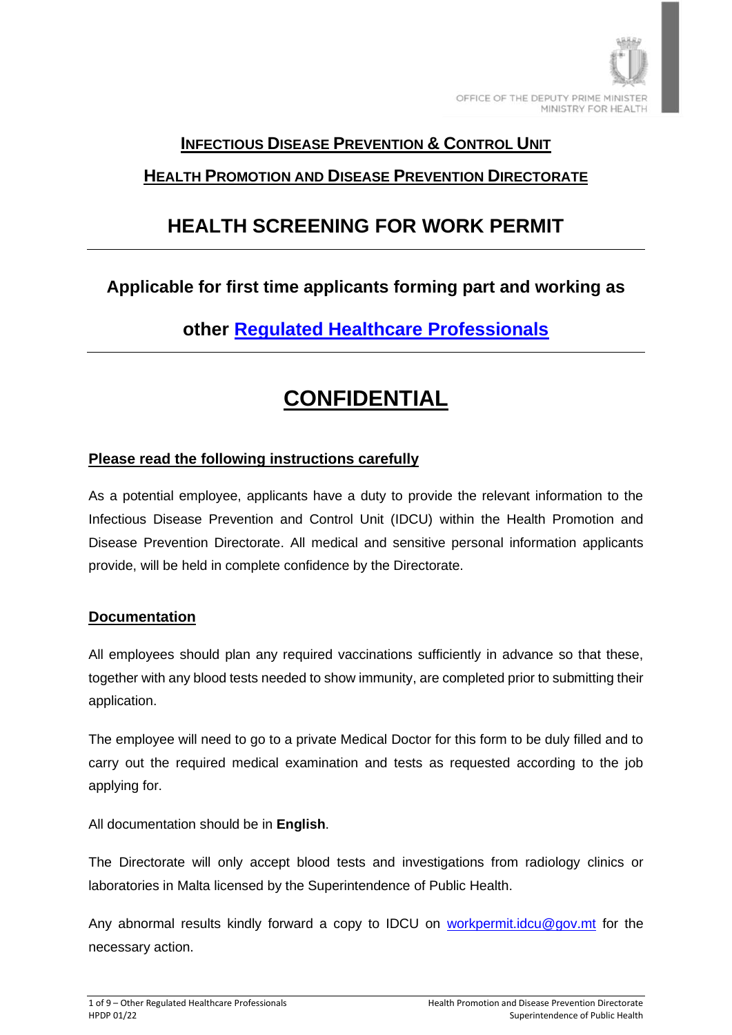OFFICE OF THE DEPUTY PRIME MINISTER
MINISTRY FOR HEALTH

**INFECTIOUS DISEASE PREVENTION & CONTROL UNIT**

**HEALTH PROMOTION AND DISEASE PREVENTION DIRECTORATE**

# HEALTH SCREENING FOR WORK PERMIT

## Applicable for first time applicants forming part and working as other [Regulated Healthcare Professionals]

# CONFIDENTIAL

**Please read the following instructions carefully**

As a potential employee, applicants have a duty to provide the relevant information to the Infectious Disease Prevention and Control Unit (IDCU) within the Health Promotion and Disease Prevention Directorate. All medical and sensitive personal information applicants provide, will be held in complete confidence by the Directorate.

**Documentation**

All employees should plan any required vaccinations sufficiently in advance so that these, together with any blood tests needed to show immunity, are completed prior to submitting their application.

The employee will need to go to a private Medical Doctor for this form to be duly filled and to carry out the required medical examination and tests as requested according to the job applying for.

All documentation should be in **English**.

The Directorate will only accept blood tests and investigations from radiology clinics or laboratories in Malta licensed by the Superintendence of Public Health.

Any abnormal results kindly forward a copy to IDCU on workpermit.idcu@gov.mt for the necessary action.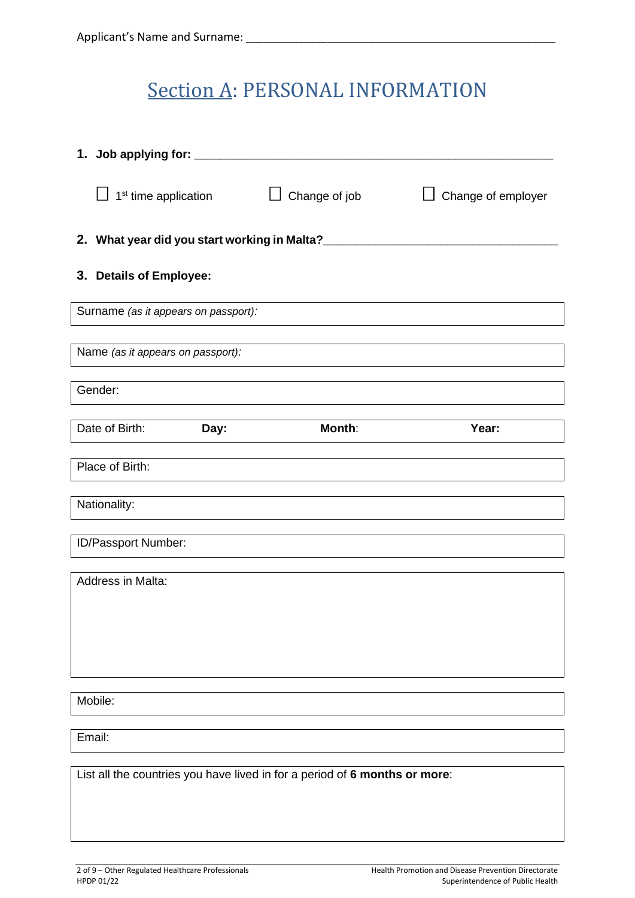Applicant's Name and Surname: ___________________________________________________

# Section A: PERSONAL INFORMATION

**1. Job applying for:** ___________________________________________________

☐ 1st time application ☐ Change of job ☐ Change of employer

**2. What year did you start working in Malta?** ___________________________________

**3. Details of Employee:**

| Surname *(as it appears on passport):* |
|---|

| Name *(as it appears on passport):* |
|---|

| Gender: |
|---|

| Date of Birth: | **Day:** | **Month**: | **Year:** |
|---|---|---|---|

| Place of Birth: |
|---|

| Nationality: |
|---|

| ID/Passport Number: |
|---|

| Address in Malta: |
|---|

| Mobile: |
|---|

| Email: |
|---|

| List all the countries you have lived in for a period of **6 months or more**: |
|---|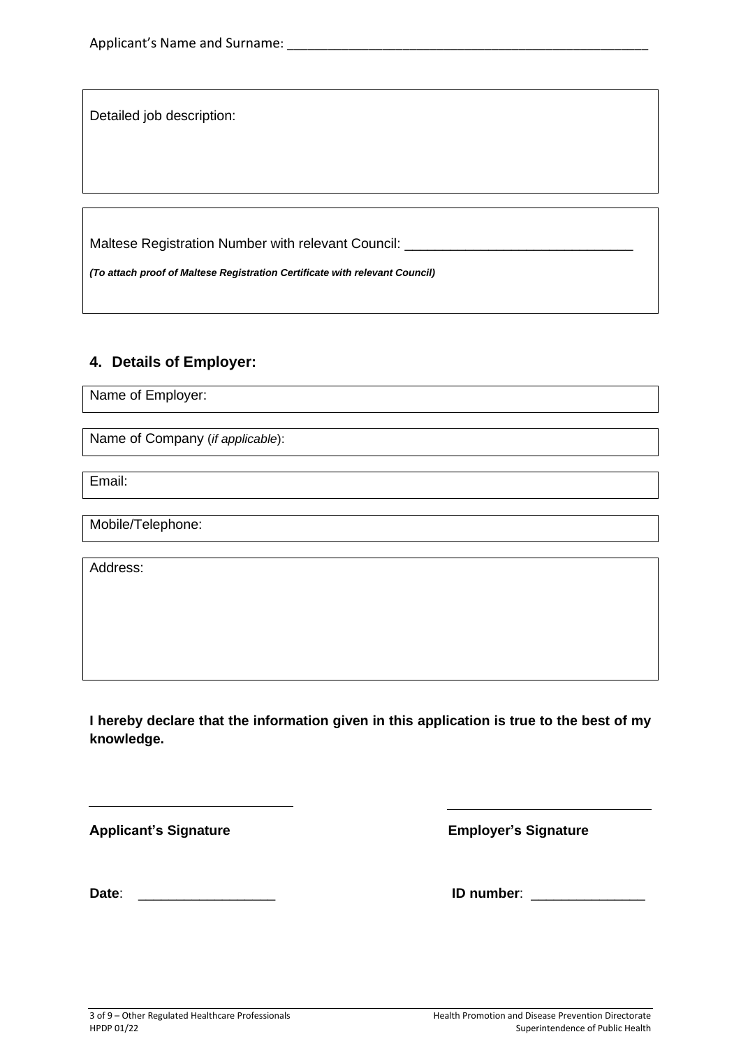Applicant's Name and Surname: ____________________________________________________

Detailed job description:

Maltese Registration Number with relevant Council: ______________________________

***(To attach proof of Maltese Registration Certificate with relevant Council)***

## 4. Details of Employer:

Name of Employer:

Name of Company (*if applicable*):

Email:

Mobile/Telephone:

Address:

**I hereby declare that the information given in this application is true to the best of my knowledge.**

____________________________ ____________________________

**Applicant's Signature** **Employer's Signature**

**Date**: __________________ **ID number**: _______________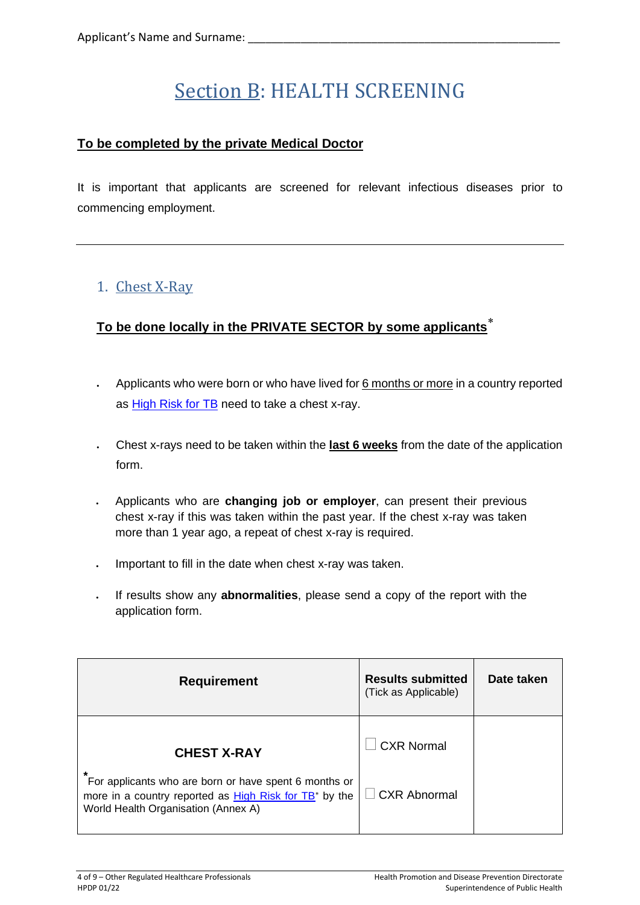Applicant's Name and Surname: ____________________________________________________

# Section B: HEALTH SCREENING

**To be completed by the private Medical Doctor**

It is important that applicants are screened for relevant infectious diseases prior to commencing employment.

---

## 1. Chest X-Ray

**To be done locally in the PRIVATE SECTOR by some applicants***

- Applicants who were born or who have lived for 6 months or more in a country reported as High Risk for TB need to take a chest x-ray.
- Chest x-rays need to be taken within the **last 6 weeks** from the date of the application form.
- Applicants who are **changing job or employer**, can present their previous chest x-ray if this was taken within the past year. If the chest x-ray was taken more than 1 year ago, a repeat of chest x-ray is required.
- Important to fill in the date when chest x-ray was taken.
- If results show any **abnormalities**, please send a copy of the report with the application form.

| Requirement | Results submitted (Tick as Applicable) | Date taken |
|---|---|---|
| **CHEST X-RAY**<br>*For applicants who are born or have spent 6 months or more in a country reported as High Risk for TB* by the World Health Organisation (Annex A) | ☐ CXR Normal<br>☐ CXR Abnormal | |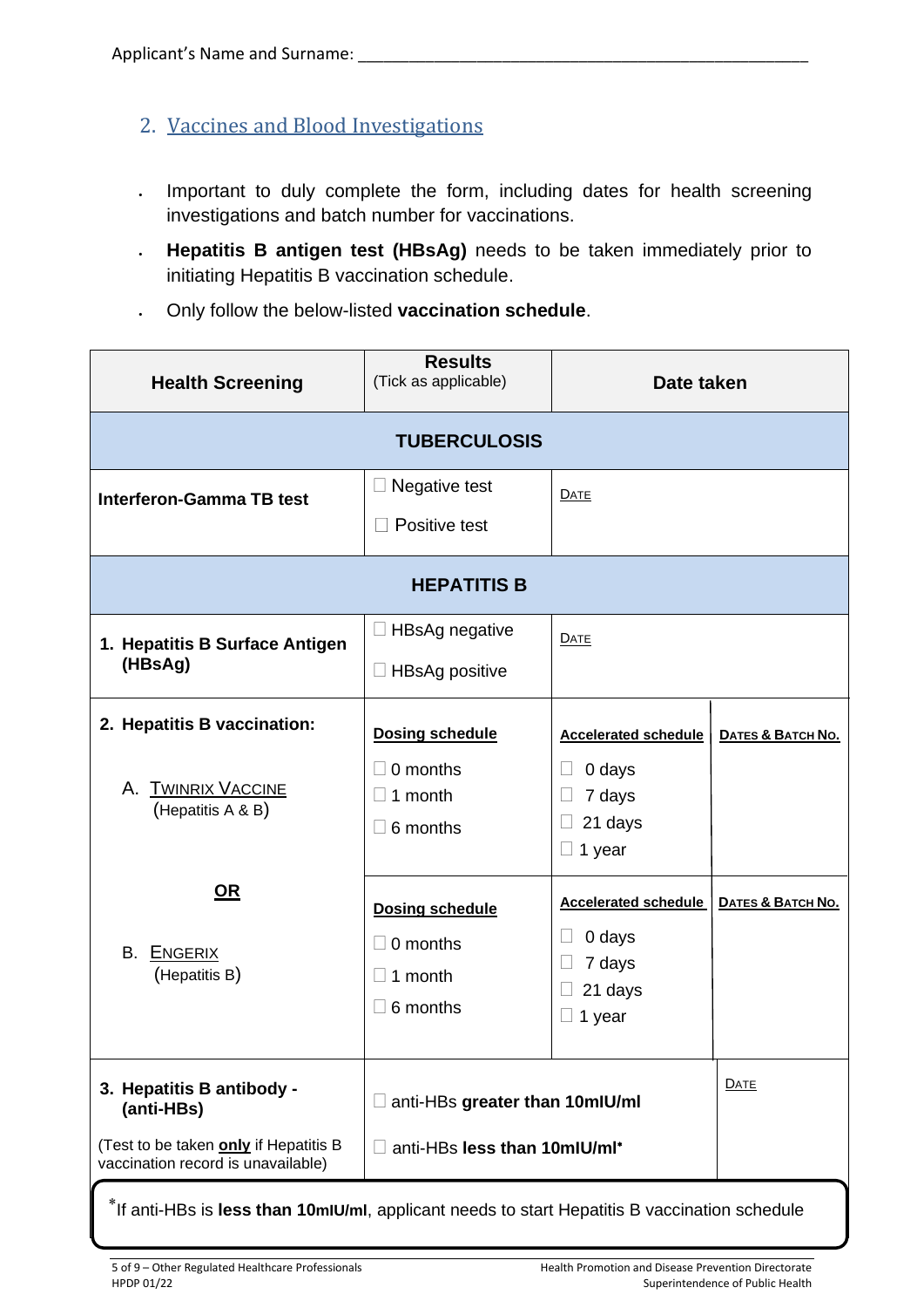Applicant's Name and Surname: ___________________________________________________

## 2. Vaccines and Blood Investigations

- Important to duly complete the form, including dates for health screening investigations and batch number for vaccinations.
- **Hepatitis B antigen test (HBsAg)** needs to be taken immediately prior to initiating Hepatitis B vaccination schedule.
- Only follow the below-listed **vaccination schedule**.

| **Health Screening** | **Results** (Tick as applicable) | **Date taken** | |
|---|---|---|---|
| **TUBERCULOSIS** | | | |
| **Interferon-Gamma TB test** | ☐ Negative test<br>☐ Positive test | DATE | |
| **HEPATITIS B** | | | |
| **1. Hepatitis B Surface Antigen (HBsAg)** | ☐ HBsAg negative<br>☐ HBsAg positive | DATE | |
| **2. Hepatitis B vaccination:**<br><br>A. TWINRIX VACCINE (Hepatitis A & B) | **Dosing schedule**<br>☐ 0 months<br>☐ 1 month<br>☐ 6 months | **Accelerated schedule**<br>☐ 0 days<br>☐ 7 days<br>☐ 21 days<br>☐ 1 year | **DATES & BATCH NO.** |
| **OR**<br><br>B. ENGERIX (Hepatitis B) | **Dosing schedule**<br>☐ 0 months<br>☐ 1 month<br>☐ 6 months | **Accelerated schedule**<br>☐ 0 days<br>☐ 7 days<br>☐ 21 days<br>☐ 1 year | **DATES & BATCH NO.** |
| **3. Hepatitis B antibody - (anti-HBs)**<br>(Test to be taken **only** if Hepatitis B vaccination record is unavailable) | ☐ anti-HBs **greater than 10mIU/ml**<br>☐ anti-HBs **less than 10mIU/ml***  | | DATE |

*If anti-HBs is **less than 10mIU/ml**, applicant needs to start Hepatitis B vaccination schedule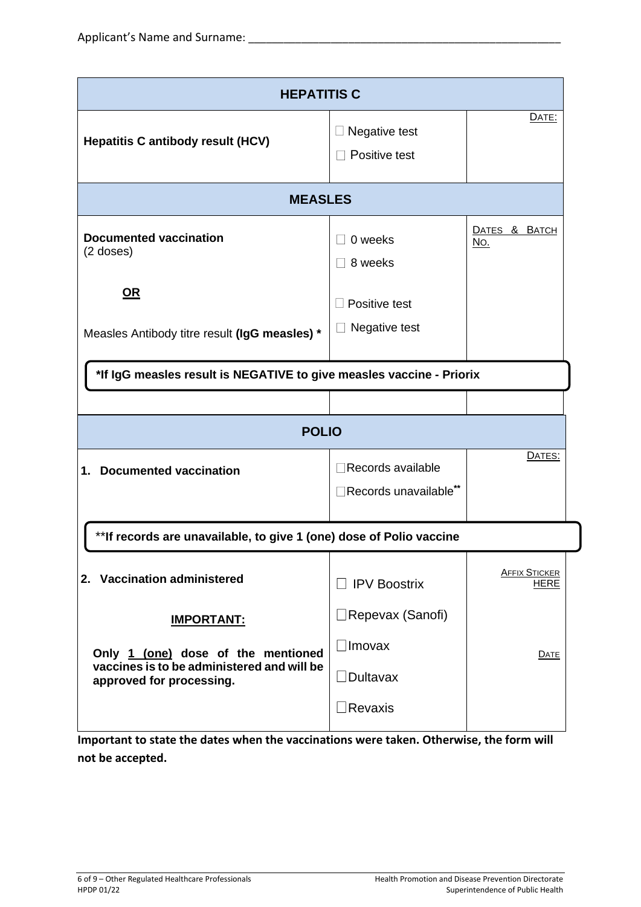Applicant's Name and Surname: ___________________________________________________

| HEPATITIS C | | |
|---|---|---|
| **Hepatitis C antibody result (HCV)** | ☐ Negative test<br>☐ Positive test | DATE: |
| **MEASLES** | | |
| **Documented vaccination** (2 doses)<br><br>**OR**<br><br>Measles Antibody titre result **(IgG measles) *** | ☐ 0 weeks<br>☐ 8 weeks<br><br>☐ Positive test<br>☐ Negative test | DATES & BATCH NO. |
| ***If IgG measles result is NEGATIVE to give measles vaccine - Priorix** | | |
| | | |
| **POLIO** | | |
| **1. Documented vaccination** | ☐Records available<br>☐Records unavailable** | DATES: |
| ****If records are unavailable, to give 1 (one) dose of Polio vaccine** | | |
| **2. Vaccination administered**<br><br>**IMPORTANT:**<br><br>**Only 1 (one) dose of the mentioned vaccines is to be administered and will be approved for processing.** | ☐ IPV Boostrix<br>☐Repevax (Sanofi)<br>☐Imovax<br>☐Dultavax<br>☐Revaxis | AFFIX STICKER HERE<br><br>DATE |

**Important to state the dates when the vaccinations were taken. Otherwise, the form will not be accepted.**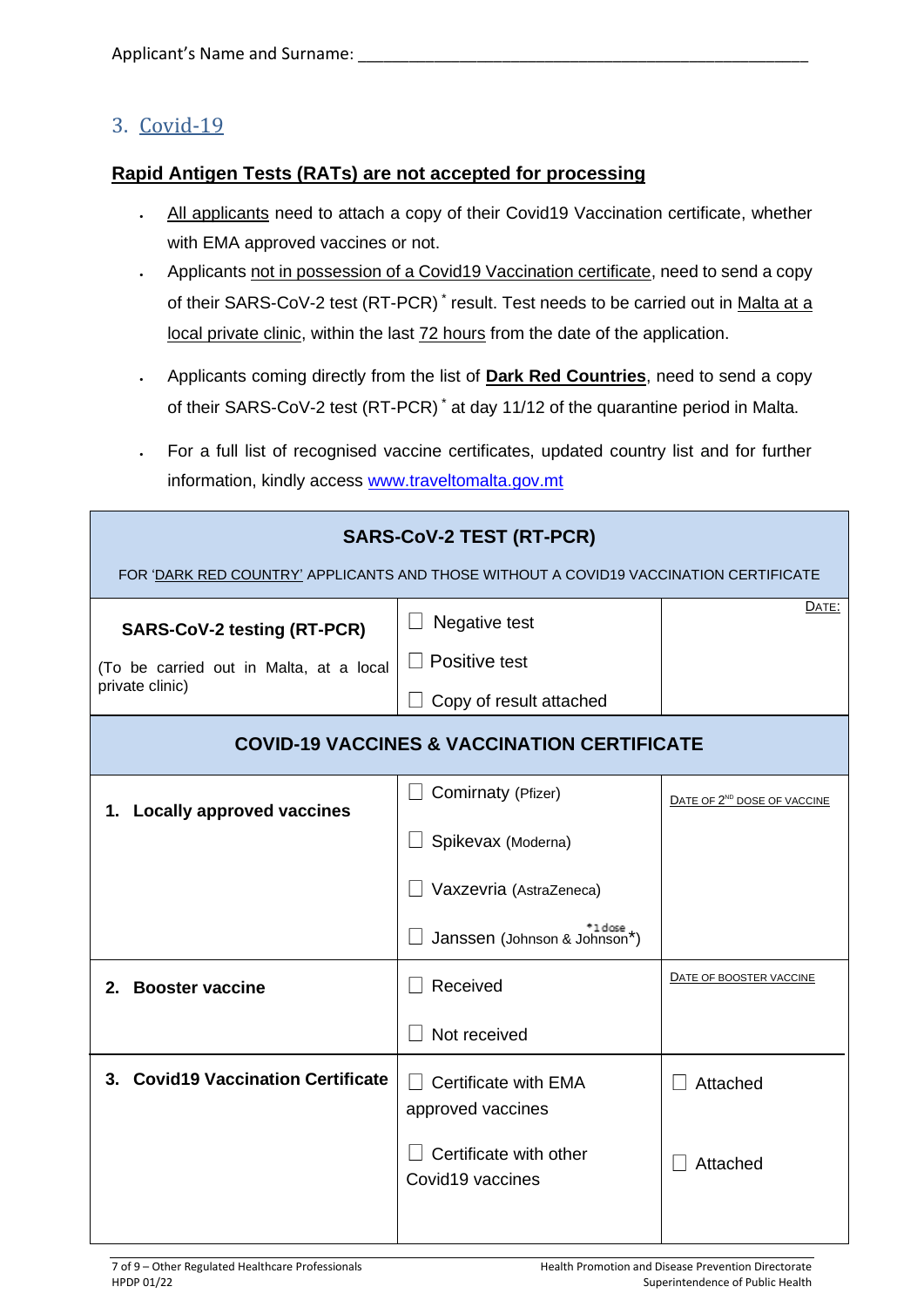Applicant's Name and Surname: ___________________________________________________

## 3. Covid-19

**Rapid Antigen Tests (RATs) are not accepted for processing**

- All applicants need to attach a copy of their Covid19 Vaccination certificate, whether with EMA approved vaccines or not.
- Applicants not in possession of a Covid19 Vaccination certificate, need to send a copy of their SARS-CoV-2 test (RT-PCR) * result. Test needs to be carried out in Malta at a local private clinic, within the last 72 hours from the date of the application.
- Applicants coming directly from the list of **Dark Red Countries**, need to send a copy of their SARS-CoV-2 test (RT-PCR) * at day 11/12 of the quarantine period in Malta.
- For a full list of recognised vaccine certificates, updated country list and for further information, kindly access www.traveltomalta.gov.mt

| **SARS-CoV-2 TEST (RT-PCR)** FOR 'DARK RED COUNTRY' APPLICANTS AND THOSE WITHOUT A COVID19 VACCINATION CERTIFICATE | | |
|---|---|---|
| **SARS-CoV-2 testing (RT-PCR)** (To be carried out in Malta, at a local private clinic) | ☐ Negative test ☐ Positive test ☐ Copy of result attached | DATE: |
| **COVID-19 VACCINES & VACCINATION CERTIFICATE** | | |
| **1. Locally approved vaccines** | ☐ Comirnaty (Pfizer) ☐ Spikevax (Moderna) ☐ Vaxzevria (AstraZeneca) ☐ Janssen (Johnson & Johnson*) *1 dose | DATE OF 2ND DOSE OF VACCINE |
| **2. Booster vaccine** | ☐ Received ☐ Not received | DATE OF BOOSTER VACCINE |
| **3. Covid19 Vaccination Certificate** | ☐ Certificate with EMA approved vaccines | ☐ Attached |
| | ☐ Certificate with other Covid19 vaccines | ☐ Attached |

HPDP 01/22

Health Promotion and Disease Prevention Directorate
Superintendence of Public Health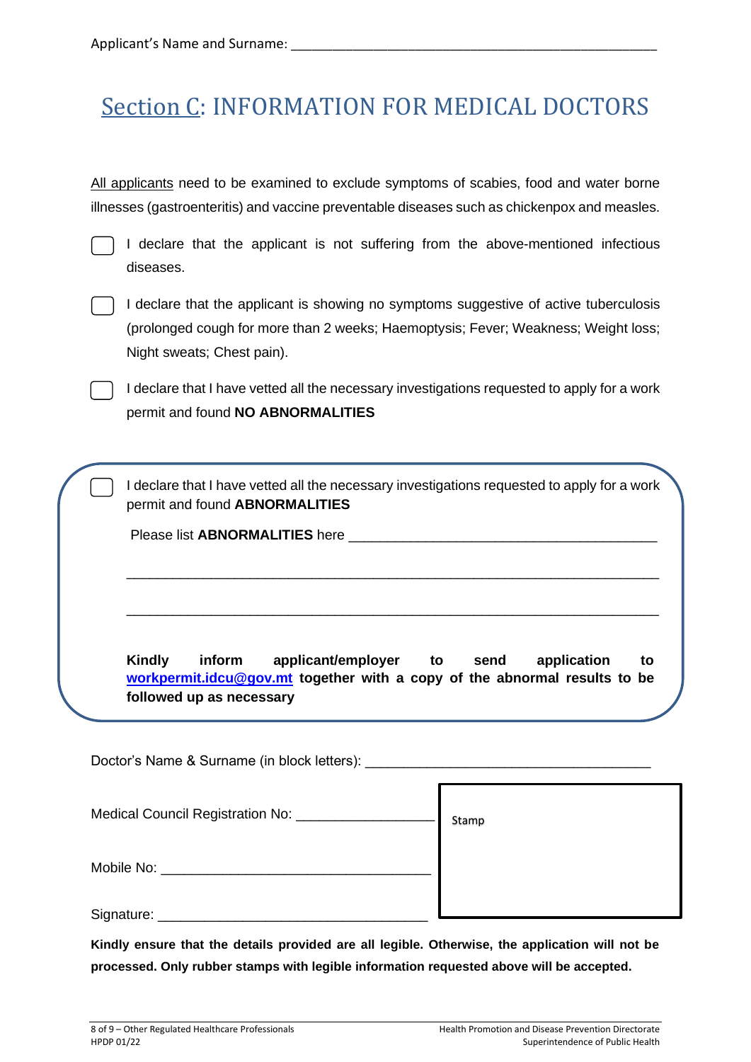Applicant's Name and Surname: ___________________________________________________

# Section C: INFORMATION FOR MEDICAL DOCTORS

All applicants need to be examined to exclude symptoms of scabies, food and water borne illnesses (gastroenteritis) and vaccine preventable diseases such as chickenpox and measles.

- ☐ I declare that the applicant is not suffering from the above-mentioned infectious diseases.
- ☐ I declare that the applicant is showing no symptoms suggestive of active tuberculosis (prolonged cough for more than 2 weeks; Haemoptysis; Fever; Weakness; Weight loss; Night sweats; Chest pain).
- ☐ I declare that I have vetted all the necessary investigations requested to apply for a work permit and found **NO ABNORMALITIES**

---

- ☐ I declare that I have vetted all the necessary investigations requested to apply for a work permit and found **ABNORMALITIES**

Please list **ABNORMALITIES** here ________________________________________

_____________________________________________________________________

_____________________________________________________________________

**Kindly inform applicant/employer to send application to workpermit.idcu@gov.mt together with a copy of the abnormal results to be followed up as necessary**

---

Doctor's Name & Surname (in block letters): ____________________________________

Medical Council Registration No: __________________

Mobile No: ___________________________________

Signature: ___________________________________

Stamp

**Kindly ensure that the details provided are all legible. Otherwise, the application will not be processed. Only rubber stamps with legible information requested above will be accepted.**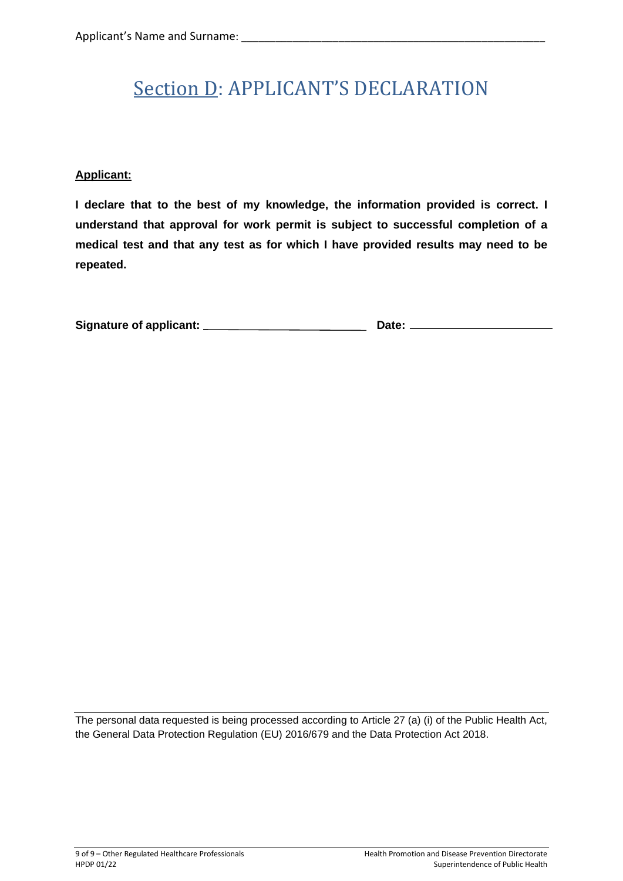Applicant's Name and Surname: ___________________________________________________

# Section D: APPLICANT'S DECLARATION

**Applicant:**

**I declare that to the best of my knowledge, the information provided is correct. I understand that approval for work permit is subject to successful completion of a medical test and that any test as for which I have provided results may need to be repeated.**

**Signature of applicant:** ___________________________ **Date:** ______________________

The personal data requested is being processed according to Article 27 (a) (i) of the Public Health Act, the General Data Protection Regulation (EU) 2016/679 and the Data Protection Act 2018.